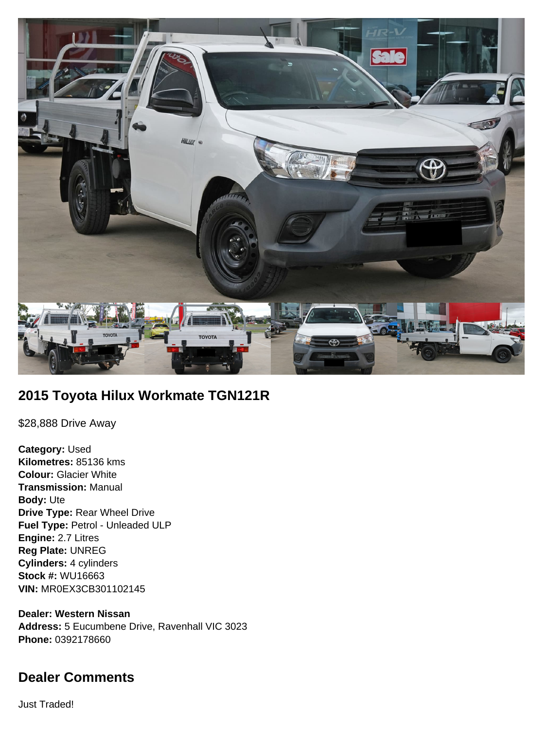## 2015 Toyota Hilux Workmate TGN121R

$28,888 Drive Away

**Category:** Used
**Kilometres:** 85136 kms
**Colour:** Glacier White
**Transmission:** Manual
**Body:** Ute
**Drive Type:** Rear Wheel Drive
**Fuel Type:** Petrol - Unleaded ULP
**Engine:** 2.7 Litres
**Reg Plate:** UNREG
**Cylinders:** 4 cylinders
**Stock #:** WU16663
**VIN:** MR0EX3CB301102145

**Dealer: Western Nissan**
**Address:** 5 Eucumbene Drive, Ravenhall VIC 3023
**Phone:** 0392178660

## Dealer Comments

Just Traded!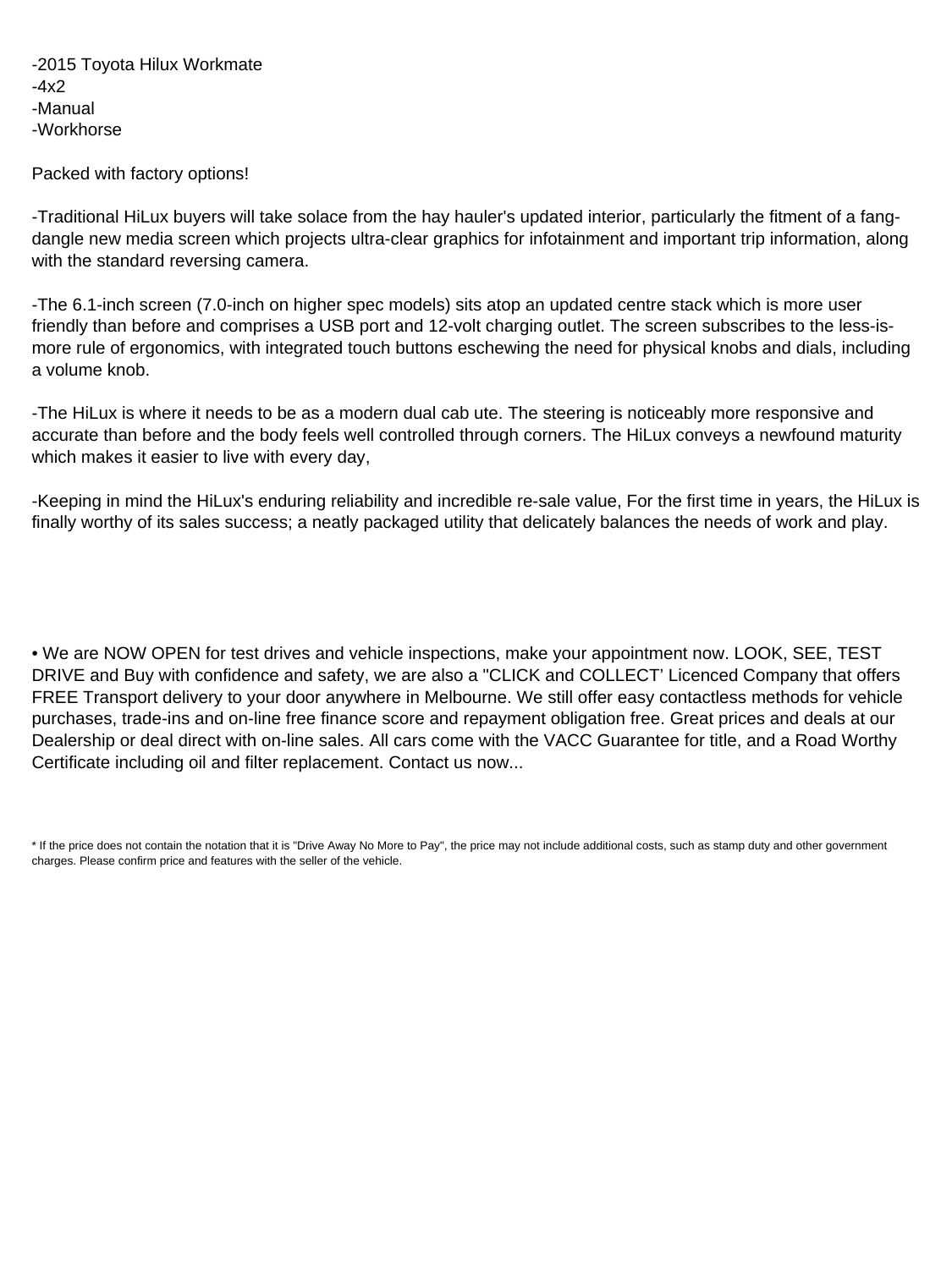-2015 Toyota Hilux Workmate
-4x2
-Manual
-Workhorse

Packed with factory options!

-Traditional HiLux buyers will take solace from the hay hauler's updated interior, particularly the fitment of a fang-dangle new media screen which projects ultra-clear graphics for infotainment and important trip information, along with the standard reversing camera.

-The 6.1-inch screen (7.0-inch on higher spec models) sits atop an updated centre stack which is more user friendly than before and comprises a USB port and 12-volt charging outlet. The screen subscribes to the less-is-more rule of ergonomics, with integrated touch buttons eschewing the need for physical knobs and dials, including a volume knob.

-The HiLux is where it needs to be as a modern dual cab ute. The steering is noticeably more responsive and accurate than before and the body feels well controlled through corners. The HiLux conveys a newfound maturity which makes it easier to live with every day,

-Keeping in mind the HiLux's enduring reliability and incredible re-sale value, For the first time in years, the HiLux is finally worthy of its sales success; a neatly packaged utility that delicately balances the needs of work and play.

• We are NOW OPEN for test drives and vehicle inspections, make your appointment now. LOOK, SEE, TEST DRIVE and Buy with confidence and safety, we are also a "CLICK and COLLECT' Licenced Company that offers FREE Transport delivery to your door anywhere in Melbourne. We still offer easy contactless methods for vehicle purchases, trade-ins and on-line free finance score and repayment obligation free. Great prices and deals at our Dealership or deal direct with on-line sales. All cars come with the VACC Guarantee for title, and a Road Worthy Certificate including oil and filter replacement. Contact us now...

* If the price does not contain the notation that it is "Drive Away No More to Pay", the price may not include additional costs, such as stamp duty and other government charges. Please confirm price and features with the seller of the vehicle.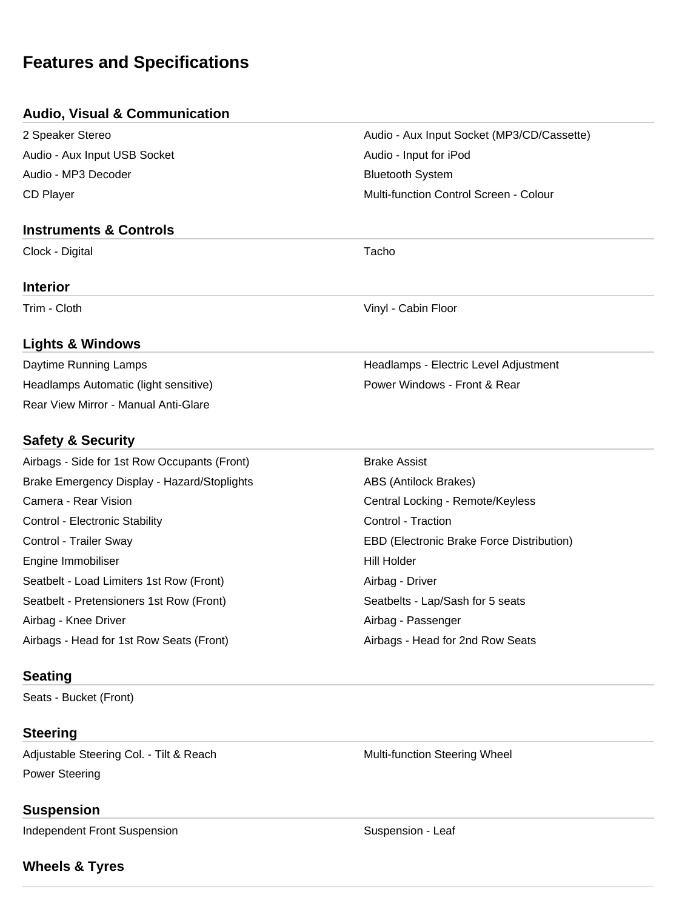# Features and Specifications

## Audio, Visual & Communication

- 2 Speaker Stereo
- Audio - Aux Input Socket (MP3/CD/Cassette)
- Audio - Aux Input USB Socket
- Audio - Input for iPod
- Audio - MP3 Decoder
- Bluetooth System
- CD Player
- Multi-function Control Screen - Colour

## Instruments & Controls

- Clock - Digital
- Tacho

## Interior

- Trim - Cloth
- Vinyl - Cabin Floor

## Lights & Windows

- Daytime Running Lamps
- Headlamps - Electric Level Adjustment
- Headlamps Automatic (light sensitive)
- Power Windows - Front & Rear
- Rear View Mirror - Manual Anti-Glare

## Safety & Security

- Airbags - Side for 1st Row Occupants (Front)
- Brake Assist
- Brake Emergency Display - Hazard/Stoplights
- ABS (Antilock Brakes)
- Camera - Rear Vision
- Central Locking - Remote/Keyless
- Control - Electronic Stability
- Control - Traction
- Control - Trailer Sway
- EBD (Electronic Brake Force Distribution)
- Engine Immobiliser
- Hill Holder
- Seatbelt - Load Limiters 1st Row (Front)
- Airbag - Driver
- Seatbelt - Pretensioners 1st Row (Front)
- Seatbelts - Lap/Sash for 5 seats
- Airbag - Knee Driver
- Airbag - Passenger
- Airbags - Head for 1st Row Seats (Front)
- Airbags - Head for 2nd Row Seats

## Seating

- Seats - Bucket (Front)

## Steering

- Adjustable Steering Col. - Tilt & Reach
- Multi-function Steering Wheel
- Power Steering

## Suspension

- Independent Front Suspension
- Suspension - Leaf

## Wheels & Tyres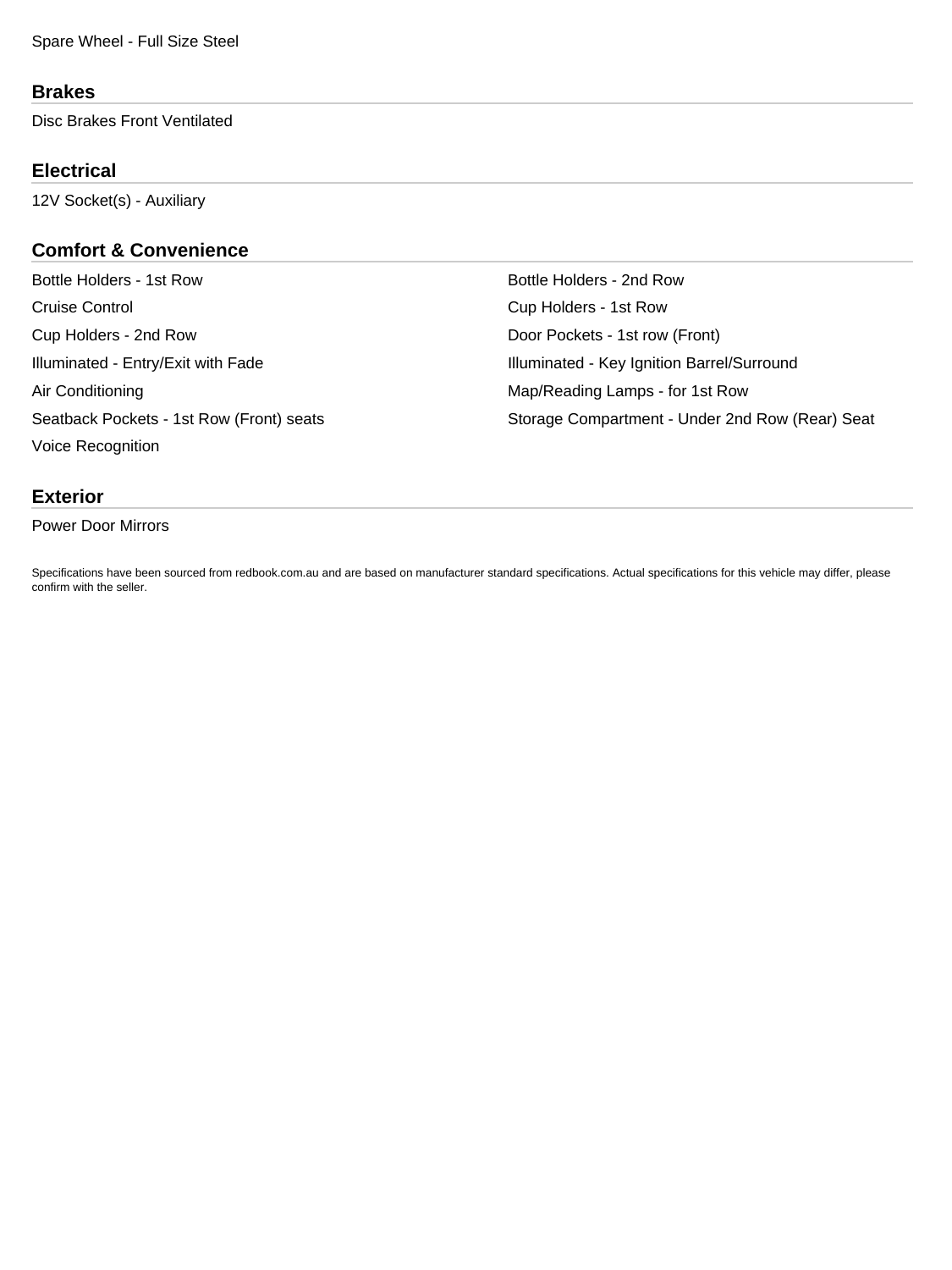Spare Wheel - Full Size Steel

## Brakes

Disc Brakes Front Ventilated

## Electrical

12V Socket(s) - Auxiliary

## Comfort & Convenience

Bottle Holders - 1st Row

Bottle Holders - 2nd Row

Cruise Control

Cup Holders - 1st Row

Cup Holders - 2nd Row

Door Pockets - 1st row (Front)

Illuminated - Entry/Exit with Fade

Illuminated - Key Ignition Barrel/Surround

Air Conditioning

Map/Reading Lamps - for 1st Row

Seatback Pockets - 1st Row (Front) seats

Storage Compartment - Under 2nd Row (Rear) Seat

Voice Recognition

## Exterior

Power Door Mirrors

Specifications have been sourced from redbook.com.au and are based on manufacturer standard specifications. Actual specifications for this vehicle may differ, please confirm with the seller.